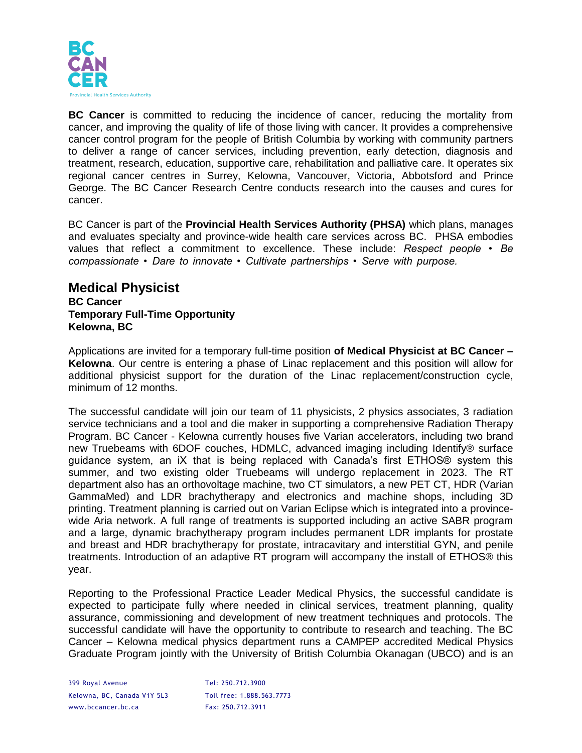**BC Cancer** is committed to reducing the incidence of cancer, reducing the mortality from cancer, and improving the quality of life of those living with cancer. It provides a comprehensive cancer control program for the people of British Columbia by working with community partners to deliver a range of cancer services, including prevention, early detection, diagnosis and treatment, research, education, supportive care, rehabilitation and palliative care. It operates six regional cancer centres in Surrey, Kelowna, Vancouver, Victoria, Abbotsford and Prince George. The BC Cancer Research Centre conducts research into the causes and cures for cancer.

BC Cancer is part of the **Provincial Health Services Authority (PHSA)** which plans, manages and evaluates specialty and province-wide health care services across BC. PHSA embodies values that reflect a commitment to excellence. These include: *Respect people • Be compassionate • Dare to innovate • Cultivate partnerships • Serve with purpose.*

## Medical Physicist

**BC Cancer**
**Temporary Full-Time Opportunity**
**Kelowna, BC**

Applications are invited for a temporary full-time position **of Medical Physicist at BC Cancer – Kelowna**. Our centre is entering a phase of Linac replacement and this position will allow for additional physicist support for the duration of the Linac replacement/construction cycle, minimum of 12 months.

The successful candidate will join our team of 11 physicists, 2 physics associates, 3 radiation service technicians and a tool and die maker in supporting a comprehensive Radiation Therapy Program. BC Cancer - Kelowna currently houses five Varian accelerators, including two brand new Truebeams with 6DOF couches, HDMLC, advanced imaging including Identify® surface guidance system, an iX that is being replaced with Canada's first ETHOS® system this summer, and two existing older Truebeams will undergo replacement in 2023. The RT department also has an orthovoltage machine, two CT simulators, a new PET CT, HDR (Varian GammaMed) and LDR brachytherapy and electronics and machine shops, including 3D printing. Treatment planning is carried out on Varian Eclipse which is integrated into a province-wide Aria network. A full range of treatments is supported including an active SABR program and a large, dynamic brachytherapy program includes permanent LDR implants for prostate and breast and HDR brachytherapy for prostate, intracavitary and interstitial GYN, and penile treatments. Introduction of an adaptive RT program will accompany the install of ETHOS® this year.

Reporting to the Professional Practice Leader Medical Physics, the successful candidate is expected to participate fully where needed in clinical services, treatment planning, quality assurance, commissioning and development of new treatment techniques and protocols. The successful candidate will have the opportunity to contribute to research and teaching. The BC Cancer – Kelowna medical physics department runs a CAMPEP accredited Medical Physics Graduate Program jointly with the University of British Columbia Okanagan (UBCO) and is an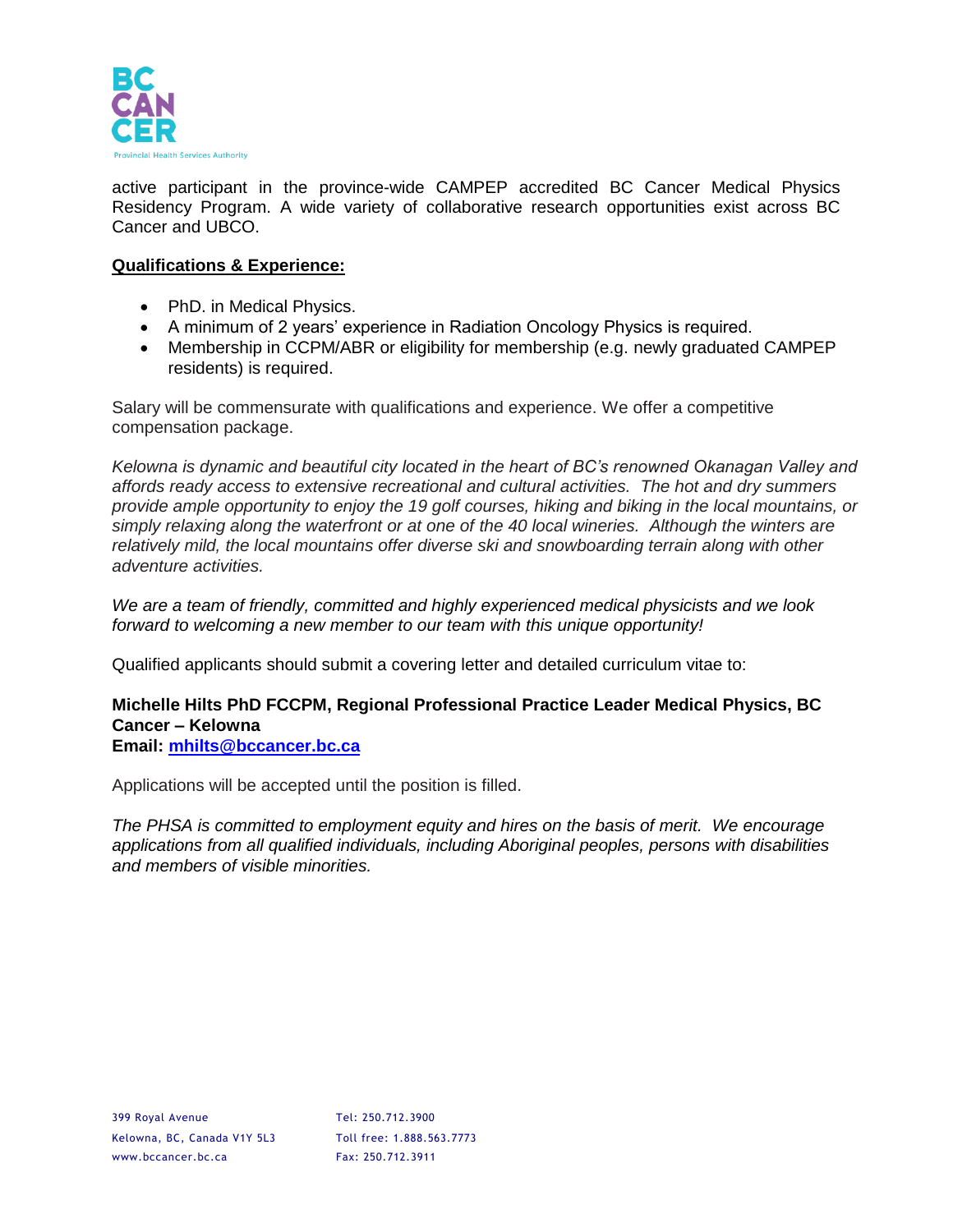active participant in the province-wide CAMPEP accredited BC Cancer Medical Physics Residency Program. A wide variety of collaborative research opportunities exist across BC Cancer and UBCO.

**Qualifications & Experience:**

- PhD. in Medical Physics.
- A minimum of 2 years' experience in Radiation Oncology Physics is required.
- Membership in CCPM/ABR or eligibility for membership (e.g. newly graduated CAMPEP residents) is required.

Salary will be commensurate with qualifications and experience. We offer a competitive compensation package.

*Kelowna is dynamic and beautiful city located in the heart of BC's renowned Okanagan Valley and affords ready access to extensive recreational and cultural activities. The hot and dry summers provide ample opportunity to enjoy the 19 golf courses, hiking and biking in the local mountains, or simply relaxing along the waterfront or at one of the 40 local wineries. Although the winters are relatively mild, the local mountains offer diverse ski and snowboarding terrain along with other adventure activities.*

*We are a team of friendly, committed and highly experienced medical physicists and we look forward to welcoming a new member to our team with this unique opportunity!*

Qualified applicants should submit a covering letter and detailed curriculum vitae to:

**Michelle Hilts PhD FCCPM, Regional Professional Practice Leader Medical Physics, BC Cancer – Kelowna**
**Email: mhilts@bccancer.bc.ca**

Applications will be accepted until the position is filled.

*The PHSA is committed to employment equity and hires on the basis of merit. We encourage applications from all qualified individuals, including Aboriginal peoples, persons with disabilities and members of visible minorities.*

399 Royal Avenue
Kelowna, BC, Canada V1Y 5L3
www.bccancer.bc.ca

Tel: 250.712.3900
Toll free: 1.888.563.7773
Fax: 250.712.3911